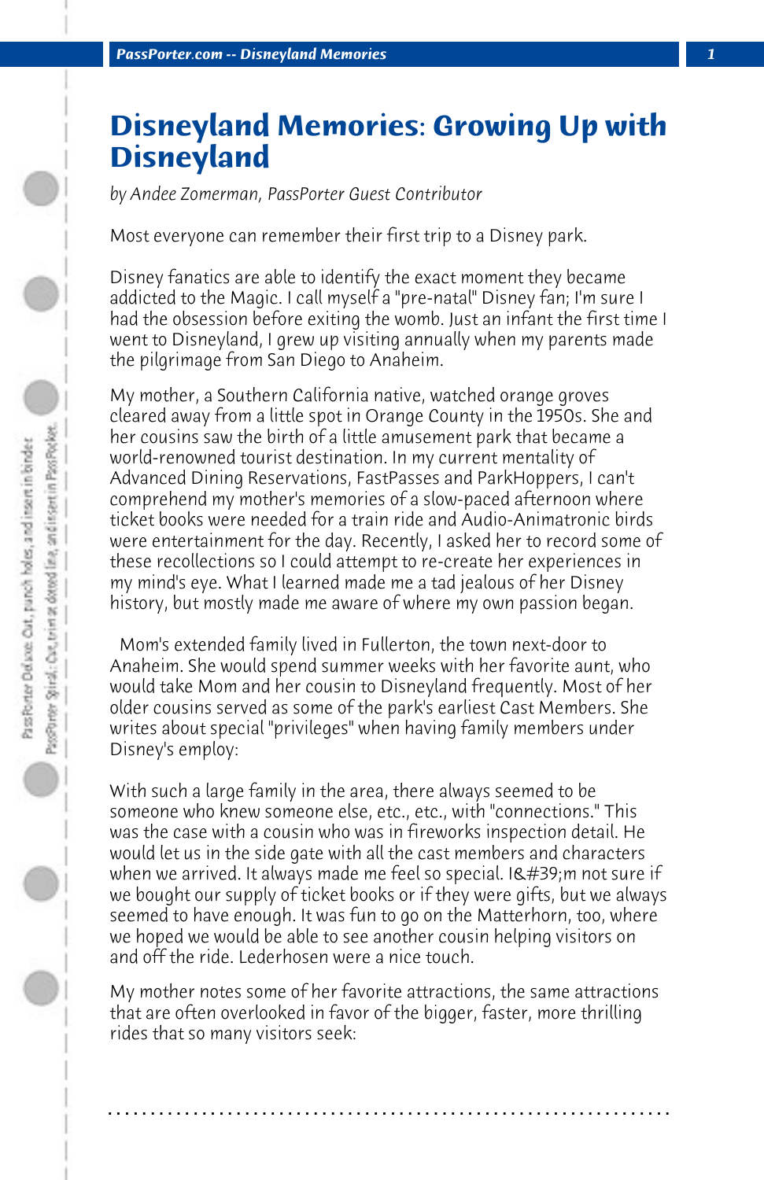# Disneyland Memories: Growing Up with Disneyland

*by Andee Zomerman, PassPorter Guest Contributor*

Most everyone can remember their first trip to a Disney park.

Disney fanatics are able to identify the exact moment they became addicted to the Magic. I call myself a "pre-natal" Disney fan; I'm sure I had the obsession before exiting the womb. Just an infant the first time I went to Disneyland, I grew up visiting annually when my parents made the pilgrimage from San Diego to Anaheim.

My mother, a Southern California native, watched orange groves cleared away from a little spot in Orange County in the 1950s. She and her cousins saw the birth of a little amusement park that became a world-renowned tourist destination. In my current mentality of Advanced Dining Reservations, FastPasses and ParkHoppers, I can't comprehend my mother's memories of a slow-paced afternoon where ticket books were needed for a train ride and Audio-Animatronic birds were entertainment for the day. Recently, I asked her to record some of these recollections so I could attempt to re-create her experiences in my mind's eye. What I learned made me a tad jealous of her Disney history, but mostly made me aware of where my own passion began.

Mom's extended family lived in Fullerton, the town next-door to Anaheim. She would spend summer weeks with her favorite aunt, who would take Mom and her cousin to Disneyland frequently. Most of her older cousins served as some of the park's earliest Cast Members. She writes about special "privileges" when having family members under Disney's employ:

With such a large family in the area, there always seemed to be someone who knew someone else, etc., etc., with "connections." This was the case with a cousin who was in fireworks inspection detail. He would let us in the side gate with all the cast members and characters when we arrived. It always made me feel so special. I&#39;m not sure if we bought our supply of ticket books or if they were gifts, but we always seemed to have enough. It was fun to go on the Matterhorn, too, where we hoped we would be able to see another cousin helping visitors on and off the ride. Lederhosen were a nice touch.

My mother notes some of her favorite attractions, the same attractions that are often overlooked in favor of the bigger, faster, more thrilling rides that so many visitors seek: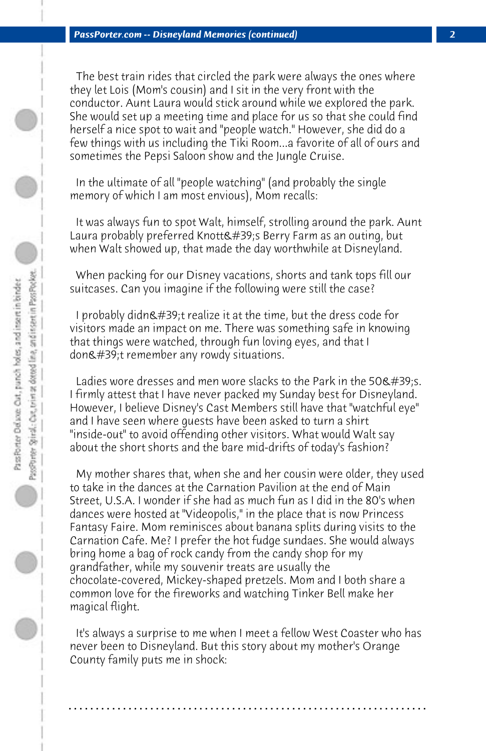The best train rides that circled the park were always the ones where they let Lois (Mom's cousin) and I sit in the very front with the conductor. Aunt Laura would stick around while we explored the park. She would set up a meeting time and place for us so that she could find herself a nice spot to wait and "people watch." However, she did do a few things with us including the Tiki Room...a favorite of all of ours and sometimes the Pepsi Saloon show and the Jungle Cruise.

In the ultimate of all "people watching" (and probably the single memory of which I am most envious), Mom recalls:

It was always fun to spot Walt, himself, strolling around the park. Aunt Laura probably preferred Knott&#39;s Berry Farm as an outing, but when Walt showed up, that made the day worthwhile at Disneyland.

When packing for our Disney vacations, shorts and tank tops fill our suitcases. Can you imagine if the following were still the case?

I probably didn&#39;t realize it at the time, but the dress code for visitors made an impact on me. There was something safe in knowing that things were watched, through fun loving eyes, and that I don&#39;t remember any rowdy situations.

Ladies wore dresses and men wore slacks to the Park in the 50&#39;s. I firmly attest that I have never packed my Sunday best for Disneyland. However, I believe Disney's Cast Members still have that "watchful eye" and I have seen where guests have been asked to turn a shirt "inside-out" to avoid offending other visitors. What would Walt say about the short shorts and the bare mid-drifts of today's fashion?

My mother shares that, when she and her cousin were older, they used to take in the dances at the Carnation Pavilion at the end of Main Street, U.S.A. I wonder if she had as much fun as I did in the 80's when dances were hosted at "Videopolis," in the place that is now Princess Fantasy Faire. Mom reminisces about banana splits during visits to the Carnation Cafe. Me? I prefer the hot fudge sundaes. She would always bring home a bag of rock candy from the candy shop for my grandfather, while my souvenir treats are usually the chocolate-covered, Mickey-shaped pretzels. Mom and I both share a common love for the fireworks and watching Tinker Bell make her magical flight.

It's always a surprise to me when I meet a fellow West Coaster who has never been to Disneyland. But this story about my mother's Orange County family puts me in shock: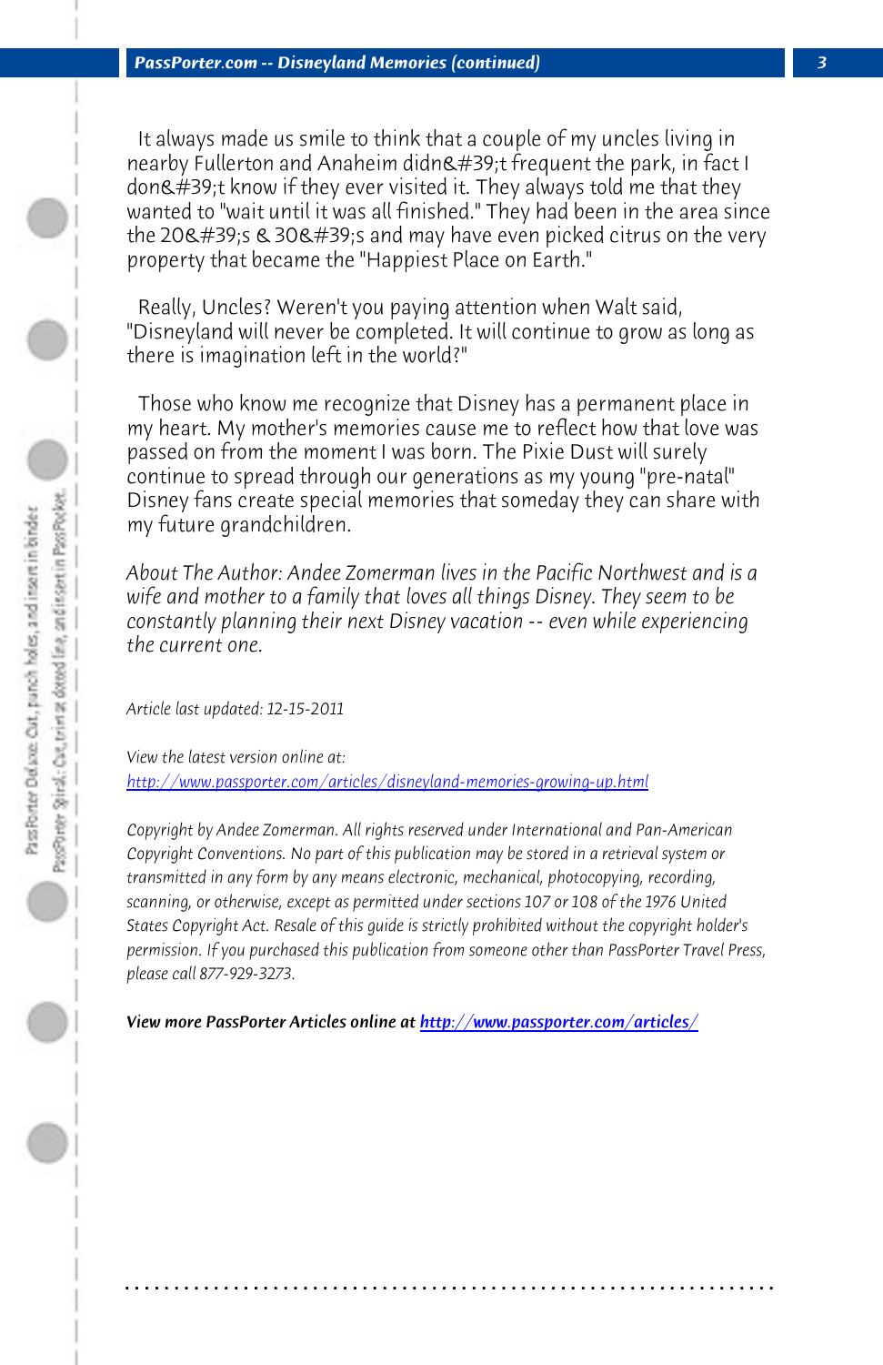It always made us smile to think that a couple of my uncles living in nearby Fullerton and Anaheim didn&#39;t frequent the park, in fact I don&#39;t know if they ever visited it. They always told me that they wanted to "wait until it was all finished." They had been in the area since the 20&#39;s & 30&#39;s and may have even picked citrus on the very property that became the "Happiest Place on Earth."

Really, Uncles? Weren't you paying attention when Walt said, "Disneyland will never be completed. It will continue to grow as long as there is imagination left in the world?"

Those who know me recognize that Disney has a permanent place in my heart. My mother's memories cause me to reflect how that love was passed on from the moment I was born. The Pixie Dust will surely continue to spread through our generations as my young "pre-natal" Disney fans create special memories that someday they can share with my future grandchildren.

*About The Author: Andee Zomerman lives in the Pacific Northwest and is a wife and mother to a family that loves all things Disney. They seem to be constantly planning their next Disney vacation -- even while experiencing the current one.*

*Article last updated: 12-15-2011*

*View the latest version online at:*
*http://www.passporter.com/articles/disneyland-memories-growing-up.html*

*Copyright by Andee Zomerman. All rights reserved under International and Pan-American Copyright Conventions. No part of this publication may be stored in a retrieval system or transmitted in any form by any means electronic, mechanical, photocopying, recording, scanning, or otherwise, except as permitted under sections 107 or 108 of the 1976 United States Copyright Act. Resale of this guide is strictly prohibited without the copyright holder's permission. If you purchased this publication from someone other than PassPorter Travel Press, please call 877-929-3273.*

***View more PassPorter Articles online at http://www.passporter.com/articles/***